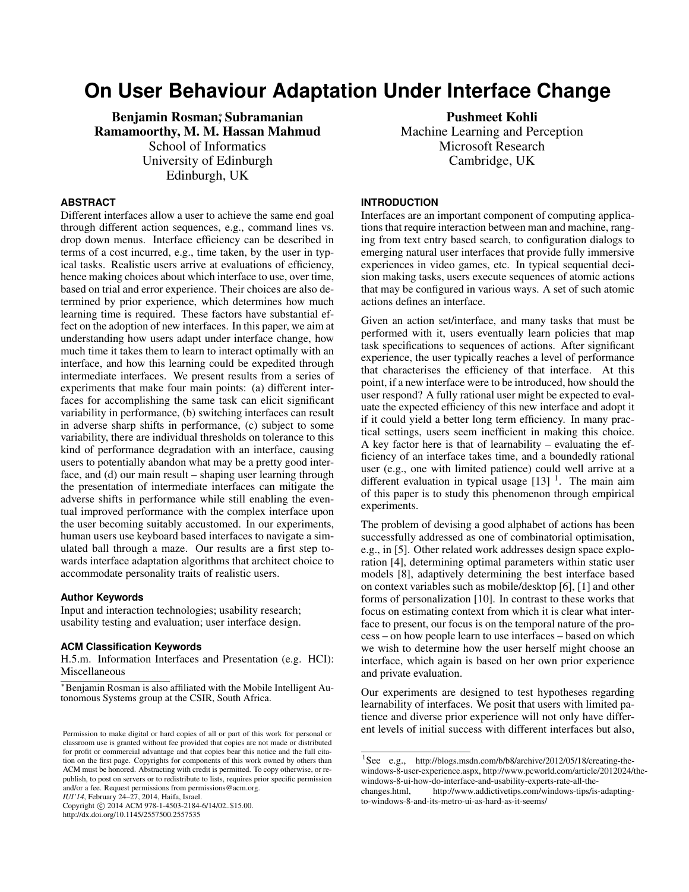# On User Behaviour Adaptation Under Interface Change

**Benjamin Rosman[*], Subramanian Ramamoorthy, M. M. Hassan Mahmud**
School of Informatics
University of Edinburgh
Edinburgh, UK

**Pushmeet Kohli**
Machine Learning and Perception
Microsoft Research
Cambridge, UK

### ABSTRACT

Different interfaces allow a user to achieve the same end goal through different action sequences, e.g., command lines vs. drop down menus. Interface efficiency can be described in terms of a cost incurred, e.g., time taken, by the user in typical tasks. Realistic users arrive at evaluations of efficiency, hence making choices about which interface to use, over time, based on trial and error experience. Their choices are also determined by prior experience, which determines how much learning time is required. These factors have substantial effect on the adoption of new interfaces. In this paper, we aim at understanding how users adapt under interface change, how much time it takes them to learn to interact optimally with an interface, and how this learning could be expedited through intermediate interfaces. We present results from a series of experiments that make four main points: (a) different interfaces for accomplishing the same task can elicit significant variability in performance, (b) switching interfaces can result in adverse sharp shifts in performance, (c) subject to some variability, there are individual thresholds on tolerance to this kind of performance degradation with an interface, causing users to potentially abandon what may be a pretty good interface, and (d) our main result – shaping user learning through the presentation of intermediate interfaces can mitigate the adverse shifts in performance while still enabling the eventual improved performance with the complex interface upon the user becoming suitably accustomed. In our experiments, human users use keyboard based interfaces to navigate a simulated ball through a maze. Our results are a first step towards interface adaptation algorithms that architect choice to accommodate personality traits of realistic users.

#### Author Keywords

Input and interaction technologies; usability research; usability testing and evaluation; user interface design.

#### ACM Classification Keywords

H.5.m. Information Interfaces and Presentation (e.g. HCI): Miscellaneous

[*]Benjamin Rosman is also affiliated with the Mobile Intelligent Autonomous Systems group at the CSIR, South Africa.

Permission to make digital or hard copies of all or part of this work for personal or classroom use is granted without fee provided that copies are not made or distributed for profit or commercial advantage and that copies bear this notice and the full citation on the first page. Copyrights for components of this work owned by others than ACM must be honored. Abstracting with credit is permitted. To copy otherwise, or republish, to post on servers or to redistribute to lists, requires prior specific permission and/or a fee. Request permissions from permissions@acm.org.
*IUI'14*, February 24–27, 2014, Haifa, Israel.
Copyright © 2014 ACM 978-1-4503-2184-6/14/02..$15.00.
http://dx.doi.org/10.1145/2557500.2557535

### INTRODUCTION

Interfaces are an important component of computing applications that require interaction between man and machine, ranging from text entry based search, to configuration dialogs to emerging natural user interfaces that provide fully immersive experiences in video games, etc. In typical sequential decision making tasks, users execute sequences of atomic actions that may be configured in various ways. A set of such atomic actions defines an interface.

Given an action set/interface, and many tasks that must be performed with it, users eventually learn policies that map task specifications to sequences of actions. After significant experience, the user typically reaches a level of performance that characterises the efficiency of that interface. At this point, if a new interface were to be introduced, how should the user respond? A fully rational user might be expected to evaluate the expected efficiency of this new interface and adopt it if it could yield a better long term efficiency. In many practical settings, users seem inefficient in making this choice. A key factor here is that of learnability – evaluating the efficiency of an interface takes time, and a boundedly rational user (e.g., one with limited patience) could well arrive at a different evaluation in typical usage [13] [1]. The main aim of this paper is to study this phenomenon through empirical experiments.

The problem of devising a good alphabet of actions has been successfully addressed as one of combinatorial optimisation, e.g., in [5]. Other related work addresses design space exploration [4], determining optimal parameters within static user models [8], adaptively determining the best interface based on context variables such as mobile/desktop [6], [1] and other forms of personalization [10]. In contrast to these works that focus on estimating context from which it is clear what interface to present, our focus is on the temporal nature of the process – on how people learn to use interfaces – based on which we wish to determine how the user herself might choose an interface, which again is based on her own prior experience and private evaluation.

Our experiments are designed to test hypotheses regarding learnability of interfaces. We posit that users with limited patience and diverse prior experience will not only have different levels of initial success with different interfaces but also,

[1]See e.g., http://blogs.msdn.com/b/b8/archive/2012/05/18/creating-the-windows-8-user-experience.aspx, http://www.pcworld.com/article/2012024/the-windows-8-ui-how-do-interface-and-usability-experts-rate-all-the-changes.html, http://www.addictivetips.com/windows-tips/is-adapting-to-windows-8-and-its-metro-ui-as-hard-as-it-seems/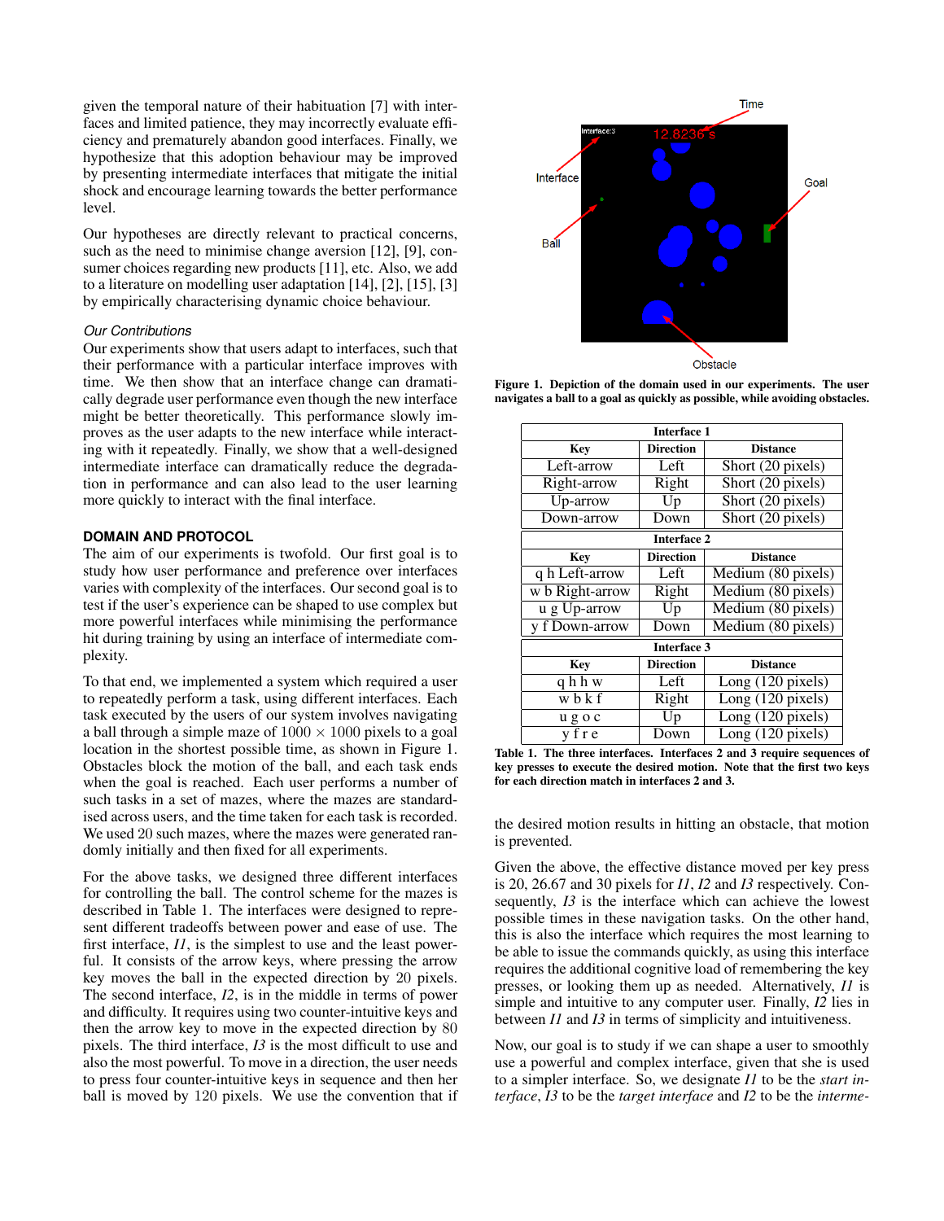given the temporal nature of their habituation [7] with interfaces and limited patience, they may incorrectly evaluate efficiency and prematurely abandon good interfaces. Finally, we hypothesize that this adoption behaviour may be improved by presenting intermediate interfaces that mitigate the initial shock and encourage learning towards the better performance level.

Our hypotheses are directly relevant to practical concerns, such as the need to minimise change aversion [12], [9], consumer choices regarding new products [11], etc. Also, we add to a literature on modelling user adaptation [14], [2], [15], [3] by empirically characterising dynamic choice behaviour.

### *Our Contributions*

Our experiments show that users adapt to interfaces, such that their performance with a particular interface improves with time. We then show that an interface change can dramatically degrade user performance even though the new interface might be better theoretically. This performance slowly improves as the user adapts to the new interface while interacting with it repeatedly. Finally, we show that a well-designed intermediate interface can dramatically reduce the degradation in performance and can also lead to the user learning more quickly to interact with the final interface.

## DOMAIN AND PROTOCOL

The aim of our experiments is twofold. Our first goal is to study how user performance and preference over interfaces varies with complexity of the interfaces. Our second goal is to test if the user's experience can be shaped to use complex but more powerful interfaces while minimising the performance hit during training by using an interface of intermediate complexity.

To that end, we implemented a system which required a user to repeatedly perform a task, using different interfaces. Each task executed by the users of our system involves navigating a ball through a simple maze of $1000 \times 1000$ pixels to a goal location in the shortest possible time, as shown in Figure 1. Obstacles block the motion of the ball, and each task ends when the goal is reached. Each user performs a number of such tasks in a set of mazes, where the mazes are standardised across users, and the time taken for each task is recorded. We used 20 such mazes, where the mazes were generated randomly initially and then fixed for all experiments.

For the above tasks, we designed three different interfaces for controlling the ball. The control scheme for the mazes is described in Table 1. The interfaces were designed to represent different tradeoffs between power and ease of use. The first interface, *I1*, is the simplest to use and the least powerful. It consists of the arrow keys, where pressing the arrow key moves the ball in the expected direction by 20 pixels. The second interface, *I2*, is in the middle in terms of power and difficulty. It requires using two counter-intuitive keys and then the arrow key to move in the expected direction by 80 pixels. The third interface, *I3* is the most difficult to use and also the most powerful. To move in a direction, the user needs to press four counter-intuitive keys in sequence and then her ball is moved by 120 pixels. We use the convention that if

**Figure 1. Depiction of the domain used in our experiments. The user navigates a ball to a goal as quickly as possible, while avoiding obstacles.**

| Interface 1 | | |
|---|---|---|
| **Key** | **Direction** | **Distance** |
| Left-arrow | Left | Short (20 pixels) |
| Right-arrow | Right | Short (20 pixels) |
| Up-arrow | Up | Short (20 pixels) |
| Down-arrow | Down | Short (20 pixels) |
| **Interface 2** | | |
| **Key** | **Direction** | **Distance** |
| q h Left-arrow | Left | Medium (80 pixels) |
| w b Right-arrow | Right | Medium (80 pixels) |
| u g Up-arrow | Up | Medium (80 pixels) |
| y f Down-arrow | Down | Medium (80 pixels) |
| **Interface 3** | | |
| **Key** | **Direction** | **Distance** |
| q h h w | Left | Long (120 pixels) |
| w b k f | Right | Long (120 pixels) |
| u g o c | Up | Long (120 pixels) |
| y f r e | Down | Long (120 pixels) |

**Table 1. The three interfaces. Interfaces 2 and 3 require sequences of key presses to execute the desired motion. Note that the first two keys for each direction match in interfaces 2 and 3.**

the desired motion results in hitting an obstacle, that motion is prevented.

Given the above, the effective distance moved per key press is 20, 26.67 and 30 pixels for *I1*, *I2* and *I3* respectively. Consequently, *I3* is the interface which can achieve the lowest possible times in these navigation tasks. On the other hand, this is also the interface which requires the most learning to be able to issue the commands quickly, as using this interface requires the additional cognitive load of remembering the key presses, or looking them up as needed. Alternatively, *I1* is simple and intuitive to any computer user. Finally, *I2* lies in between *I1* and *I3* in terms of simplicity and intuitiveness.

Now, our goal is to study if we can shape a user to smoothly use a powerful and complex interface, given that she is used to a simpler interface. So, we designate *I1* to be the *start interface*, *I3* to be the *target interface* and *I2* to be the *interme-*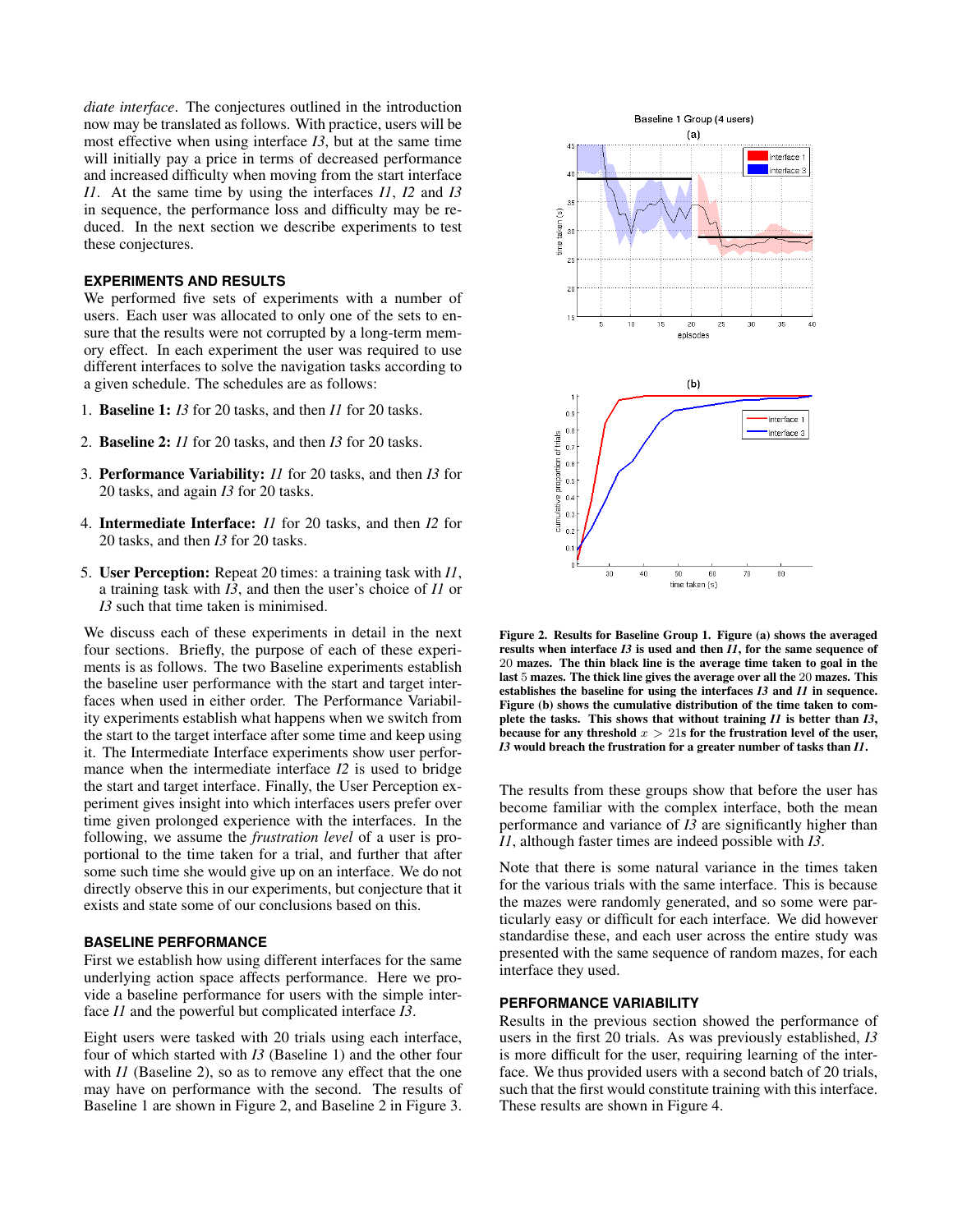*diate interface*. The conjectures outlined in the introduction now may be translated as follows. With practice, users will be most effective when using interface *I3*, but at the same time will initially pay a price in terms of decreased performance and increased difficulty when moving from the start interface *I1*. At the same time by using the interfaces *I1*, *I2* and *I3* in sequence, the performance loss and difficulty may be reduced. In the next section we describe experiments to test these conjectures.

## EXPERIMENTS AND RESULTS

We performed five sets of experiments with a number of users. Each user was allocated to only one of the sets to ensure that the results were not corrupted by a long-term memory effect. In each experiment the user was required to use different interfaces to solve the navigation tasks according to a given schedule. The schedules are as follows:

1. **Baseline 1:** *I3* for 20 tasks, and then *I1* for 20 tasks.
2. **Baseline 2:** *I1* for 20 tasks, and then *I3* for 20 tasks.
3. **Performance Variability:** *I1* for 20 tasks, and then *I3* for 20 tasks, and again *I3* for 20 tasks.
4. **Intermediate Interface:** *I1* for 20 tasks, and then *I2* for 20 tasks, and then *I3* for 20 tasks.
5. **User Perception:** Repeat 20 times: a training task with *I1*, a training task with *I3*, and then the user's choice of *I1* or *I3* such that time taken is minimised.

We discuss each of these experiments in detail in the next four sections. Briefly, the purpose of each of these experiments is as follows. The two Baseline experiments establish the baseline user performance with the start and target interfaces when used in either order. The Performance Variability experiments establish what happens when we switch from the start to the target interface after some time and keep using it. The Intermediate Interface experiments show user performance when the intermediate interface *I2* is used to bridge the start and target interface. Finally, the User Perception experiment gives insight into which interfaces users prefer over time given prolonged experience with the interfaces. In the following, we assume the *frustration level* of a user is proportional to the time taken for a trial, and further that after some such time she would give up on an interface. We do not directly observe this in our experiments, but conjecture that it exists and state some of our conclusions based on this.

## BASELINE PERFORMANCE

First we establish how using different interfaces for the same underlying action space affects performance. Here we provide a baseline performance for users with the simple interface *I1* and the powerful but complicated interface *I3*.

Eight users were tasked with 20 trials using each interface, four of which started with *I3* (Baseline 1) and the other four with *I1* (Baseline 2), so as to remove any effect that the one may have on performance with the second. The results of Baseline 1 are shown in Figure 2, and Baseline 2 in Figure 3.

**Figure 2. Results for Baseline Group 1. Figure (a) shows the averaged results when interface *I3* is used and then *I1*, for the same sequence of 20 mazes. The thin black line is the average time taken to goal in the last 5 mazes. The thick line gives the average over all the 20 mazes. This establishes the baseline for using the interfaces *I3* and *I1* in sequence. Figure (b) shows the cumulative distribution of the time taken to complete the tasks. This shows that without training *I1* is better than *I3*, because for any threshold $x > 21$s for the frustration level of the user, *I3* would breach the frustration for a greater number of tasks than *I1*.**

The results from these groups show that before the user has become familiar with the complex interface, both the mean performance and variance of *I3* are significantly higher than *I1*, although faster times are indeed possible with *I3*.

Note that there is some natural variance in the times taken for the various trials with the same interface. This is because the mazes were randomly generated, and so some were particularly easy or difficult for each interface. We did however standardise these, and each user across the entire study was presented with the same sequence of random mazes, for each interface they used.

## PERFORMANCE VARIABILITY

Results in the previous section showed the performance of users in the first 20 trials. As was previously established, *I3* is more difficult for the user, requiring learning of the interface. We thus provided users with a second batch of 20 trials, such that the first would constitute training with this interface. These results are shown in Figure 4.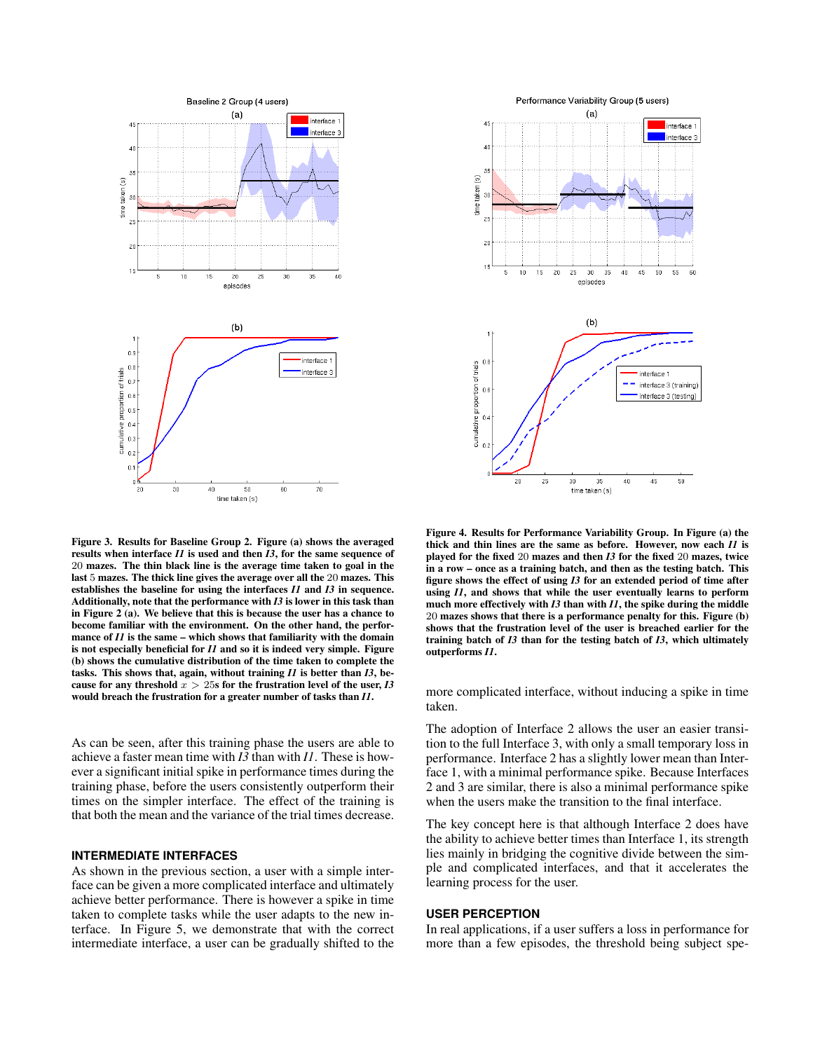**Figure 3. Results for Baseline Group 2. Figure (a) shows the averaged results when interface *I1* is used and then *I3*, for the same sequence of 20 mazes. The thin black line is the average time taken to goal in the last 5 mazes. The thick line gives the average over all the 20 mazes. This establishes the baseline for using the interfaces *I1* and *I3* in sequence. Additionally, note that the performance with *I3* is lower in this task than in Figure 2 (a). We believe that this is because the user has a chance to become familiar with the environment. On the other hand, the performance of *I1* is the same – which shows that familiarity with the domain is not especially beneficial for *I1* and so it is indeed very simple. Figure (b) shows the cumulative distribution of the time taken to complete the tasks. This shows that, again, without training *I1* is better than *I3*, because for any threshold $x > 25$s for the frustration level of the user, *I3* would breach the frustration for a greater number of tasks than *I1*.**

As can be seen, after this training phase the users are able to achieve a faster mean time with *I3* than with *I1*. These is however a significant initial spike in performance times during the training phase, before the users consistently outperform their times on the simpler interface. The effect of the training is that both the mean and the variance of the trial times decrease.

## INTERMEDIATE INTERFACES

As shown in the previous section, a user with a simple interface can be given a more complicated interface and ultimately achieve better performance. There is however a spike in time taken to complete tasks while the user adapts to the new interface. In Figure 5, we demonstrate that with the correct intermediate interface, a user can be gradually shifted to the more complicated interface, without inducing a spike in time taken.

**Figure 4. Results for Performance Variability Group. In Figure (a) the thick and thin lines are the same as before. However, now each *I1* is played for the fixed 20 mazes and then *I3* for the fixed 20 mazes, twice in a row – once as a training batch, and then as the testing batch. This figure shows the effect of using *I3* for an extended period of time after using *I1*, and shows that while the user eventually learns to perform much more effectively with *I3* than with *I1*, the spike during the middle 20 mazes shows that there is a performance penalty for this. Figure (b) shows that the frustration level of the user is breached earlier for the training batch of *I3* than for the testing batch of *I3*, which ultimately outperforms *I1*.**

The adoption of Interface 2 allows the user an easier transition to the full Interface 3, with only a small temporary loss in performance. Interface 2 has a slightly lower mean than Interface 1, with a minimal performance spike. Because Interfaces 2 and 3 are similar, there is also a minimal performance spike when the users make the transition to the final interface.

The key concept here is that although Interface 2 does have the ability to achieve better times than Interface 1, its strength lies mainly in bridging the cognitive divide between the simple and complicated interfaces, and that it accelerates the learning process for the user.

## USER PERCEPTION

In real applications, if a user suffers a loss in performance for more than a few episodes, the threshold being subject spe-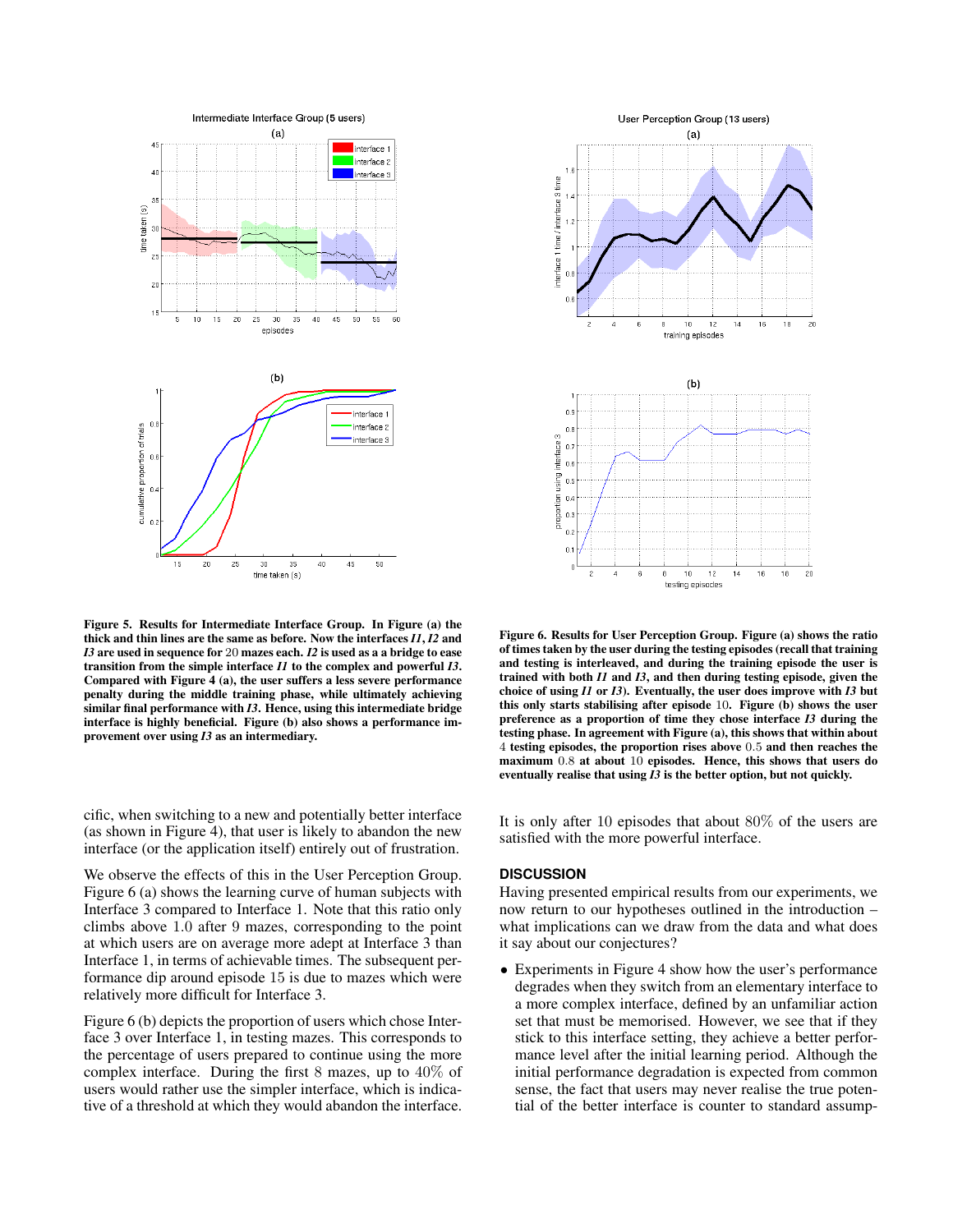**Figure 5. Results for Intermediate Interface Group. In Figure (a) the thick and thin lines are the same as before. Now the interfaces *I1*, *I2* and *I3* are used in sequence for 20 mazes each. *I2* is used as a a bridge to ease transition from the simple interface *I1* to the complex and powerful *I3*. Compared with Figure 4 (a), the user suffers a less severe performance penalty during the middle training phase, while ultimately achieving similar final performance with *I3*. Hence, using this intermediate bridge interface is highly beneficial. Figure (b) also shows a performance improvement over using *I3* as an intermediary.**

**Figure 6. Results for User Perception Group. Figure (a) shows the ratio of times taken by the user during the testing episodes (recall that training and testing is interleaved, and during the training episode the user is trained with both *I1* and *I3*, and then during testing episode, given the choice of using *I1* or *I3*). Eventually, the user does improve with *I3* but this only starts stabilising after episode 10. Figure (b) shows the user preference as a proportion of time they chose interface *I3* during the testing phase. In agreement with Figure (a), this shows that within about 4 testing episodes, the proportion rises above 0.5 and then reaches the maximum 0.8 at about 10 episodes. Hence, this shows that users do eventually realise that using *I3* is the better option, but not quickly.**

cific, when switching to a new and potentially better interface (as shown in Figure 4), that user is likely to abandon the new interface (or the application itself) entirely out of frustration.

We observe the effects of this in the User Perception Group. Figure 6 (a) shows the learning curve of human subjects with Interface 3 compared to Interface 1. Note that this ratio only climbs above 1.0 after 9 mazes, corresponding to the point at which users are on average more adept at Interface 3 than Interface 1, in terms of achievable times. The subsequent performance dip around episode 15 is due to mazes which were relatively more difficult for Interface 3.

Figure 6 (b) depicts the proportion of users which chose Interface 3 over Interface 1, in testing mazes. This corresponds to the percentage of users prepared to continue using the more complex interface. During the first 8 mazes, up to 40% of users would rather use the simpler interface, which is indicative of a threshold at which they would abandon the interface. It is only after 10 episodes that about 80% of the users are satisfied with the more powerful interface.

## DISCUSSION

Having presented empirical results from our experiments, we now return to our hypotheses outlined in the introduction – what implications can we draw from the data and what does it say about our conjectures?

- Experiments in Figure 4 show how the user's performance degrades when they switch from an elementary interface to a more complex interface, defined by an unfamiliar action set that must be memorised. However, we see that if they stick to this interface setting, they achieve a better performance level after the initial learning period. Although the initial performance degradation is expected from common sense, the fact that users may never realise the true potential of the better interface is counter to standard assump-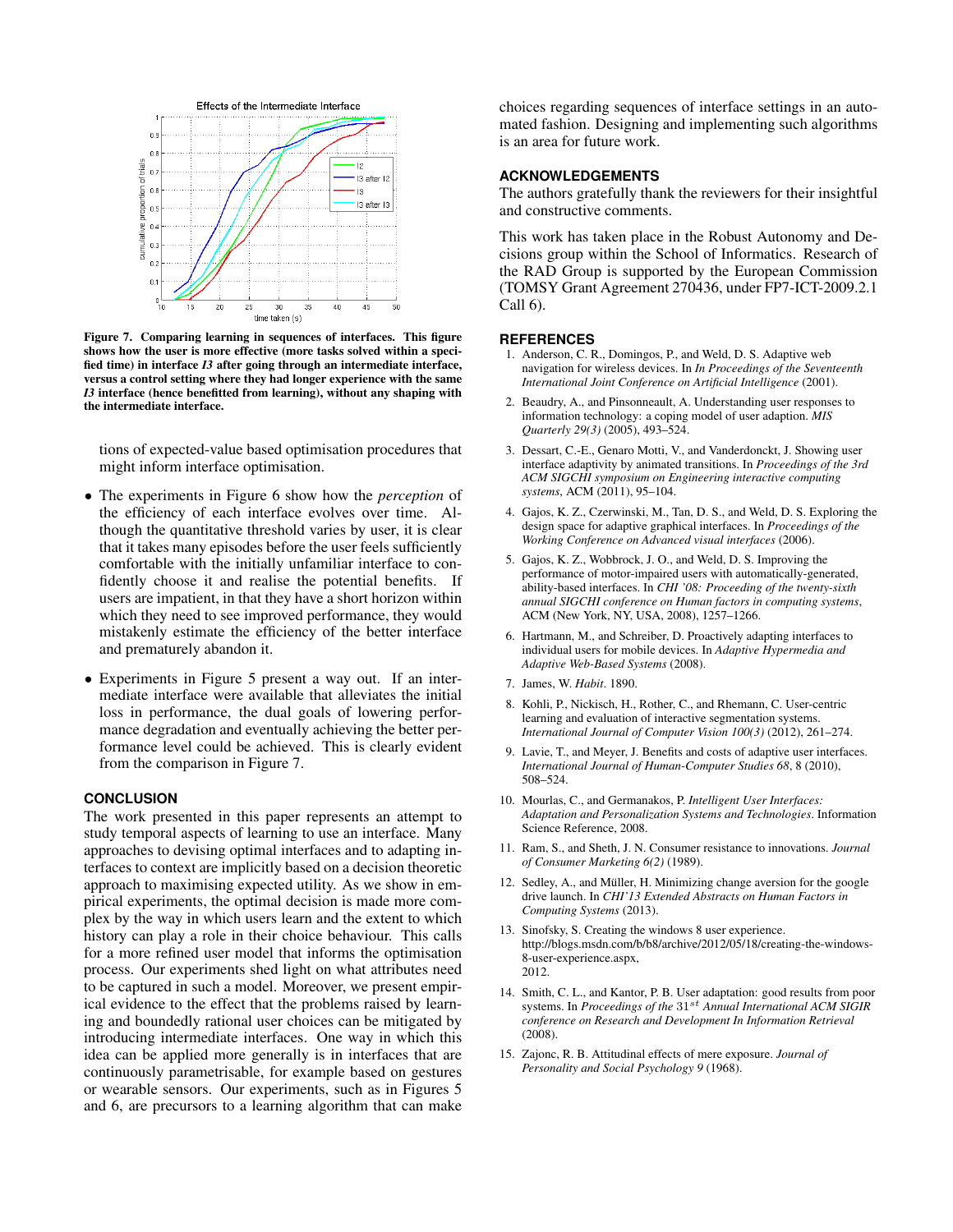Effects of the Intermediate Interface

cumulative proportion of trials

time taken (s)

0
0.1
0.2
0.3
0.4
0.5
0.6
0.7
0.8
0.9
1

10
15
20
25
30
35
40
45
50

I2
I3 after I2
I3
I3 after I3

**Figure 7. Comparing learning in sequences of interfaces. This figure shows how the user is more effective (more tasks solved within a specified time) in interface *I3* after going through an intermediate interface, versus a control setting where they had longer experience with the same *I3* interface (hence benefitted from learning), without any shaping with the intermediate interface.**

tions of expected-value based optimisation procedures that might inform interface optimisation.

- The experiments in Figure 6 show how the *perception* of the efficiency of each interface evolves over time. Although the quantitative threshold varies by user, it is clear that it takes many episodes before the user feels sufficiently comfortable with the initially unfamiliar interface to confidently choose it and realise the potential benefits. If users are impatient, in that they have a short horizon within which they need to see improved performance, they would mistakenly estimate the efficiency of the better interface and prematurely abandon it.

- Experiments in Figure 5 present a way out. If an intermediate interface were available that alleviates the initial loss in performance, the dual goals of lowering performance degradation and eventually achieving the better performance level could be achieved. This is clearly evident from the comparison in Figure 7.

## CONCLUSION

The work presented in this paper represents an attempt to study temporal aspects of learning to use an interface. Many approaches to devising optimal interfaces and to adapting interfaces to context are implicitly based on a decision theoretic approach to maximising expected utility. As we show in empirical experiments, the optimal decision is made more complex by the way in which users learn and the extent to which history can play a role in their choice behaviour. This calls for a more refined user model that informs the optimisation process. Our experiments shed light on what attributes need to be captured in such a model. Moreover, we present empirical evidence to the effect that the problems raised by learning and boundedly rational user choices can be mitigated by introducing intermediate interfaces. One way in which this idea can be applied more generally is in interfaces that are continuously parametrisable, for example based on gestures or wearable sensors. Our experiments, such as in Figures 5 and 6, are precursors to a learning algorithm that can make choices regarding sequences of interface settings in an automated fashion. Designing and implementing such algorithms is an area for future work.

## ACKNOWLEDGEMENTS

The authors gratefully thank the reviewers for their insightful and constructive comments.

This work has taken place in the Robust Autonomy and Decisions group within the School of Informatics. Research of the RAD Group is supported by the European Commission (TOMSY Grant Agreement 270436, under FP7-ICT-2009.2.1 Call 6).

## REFERENCES

1. Anderson, C. R., Domingos, P., and Weld, D. S. Adaptive web navigation for wireless devices. In *In Proceedings of the Seventeenth International Joint Conference on Artificial Intelligence* (2001).
2. Beaudry, A., and Pinsonneault, A. Understanding user responses to information technology: a coping model of user adaption. *MIS Quarterly 29(3)* (2005), 493–524.
3. Dessart, C.-E., Genaro Motti, V., and Vanderdonckt, J. Showing user interface adaptivity by animated transitions. In *Proceedings of the 3rd ACM SIGCHI symposium on Engineering interactive computing systems*, ACM (2011), 95–104.
4. Gajos, K. Z., Czerwinski, M., Tan, D. S., and Weld, D. S. Exploring the design space for adaptive graphical interfaces. In *Proceedings of the Working Conference on Advanced visual interfaces* (2006).
5. Gajos, K. Z., Wobbrock, J. O., and Weld, D. S. Improving the performance of motor-impaired users with automatically-generated, ability-based interfaces. In *CHI '08: Proceeding of the twenty-sixth annual SIGCHI conference on Human factors in computing systems*, ACM (New York, NY, USA, 2008), 1257–1266.
6. Hartmann, M., and Schreiber, D. Proactively adapting interfaces to individual users for mobile devices. In *Adaptive Hypermedia and Adaptive Web-Based Systems* (2008).
7. James, W. *Habit*. 1890.
8. Kohli, P., Nickisch, H., Rother, C., and Rhemann, C. User-centric learning and evaluation of interactive segmentation systems. *International Journal of Computer Vision 100(3)* (2012), 261–274.
9. Lavie, T., and Meyer, J. Benefits and costs of adaptive user interfaces. *International Journal of Human-Computer Studies 68*, 8 (2010), 508–524.
10. Mourlas, C., and Germanakos, P. *Intelligent User Interfaces: Adaptation and Personalization Systems and Technologies*. Information Science Reference, 2008.
11. Ram, S., and Sheth, J. N. Consumer resistance to innovations. *Journal of Consumer Marketing 6(2)* (1989).
12. Sedley, A., and Müller, H. Minimizing change aversion for the google drive launch. In *CHI'13 Extended Abstracts on Human Factors in Computing Systems* (2013).
13. Sinofsky, S. Creating the windows 8 user experience. http://blogs.msdn.com/b/b8/archive/2012/05/18/creating-the-windows-8-user-experience.aspx, 2012.
14. Smith, C. L., and Kantor, P. B. User adaptation: good results from poor systems. In *Proceedings of the* $31^{st}$ *Annual International ACM SIGIR conference on Research and Development In Information Retrieval* (2008).
15. Zajonc, R. B. Attitudinal effects of mere exposure. *Journal of Personality and Social Psychology 9* (1968).